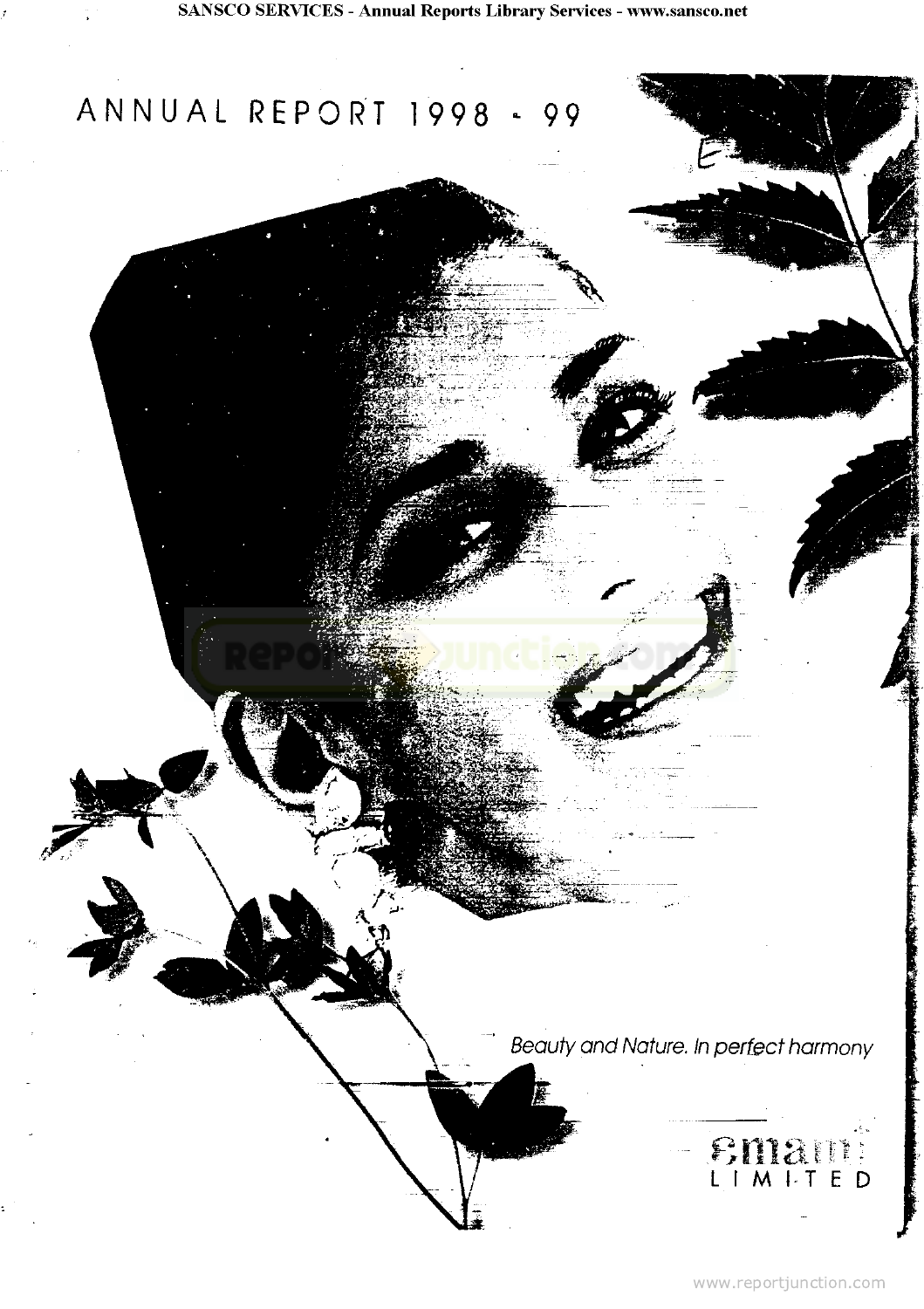# ANNUAL REPORT 1998 - 99

*Beauty and Nature. In perfect harmony*

emami
LIMITED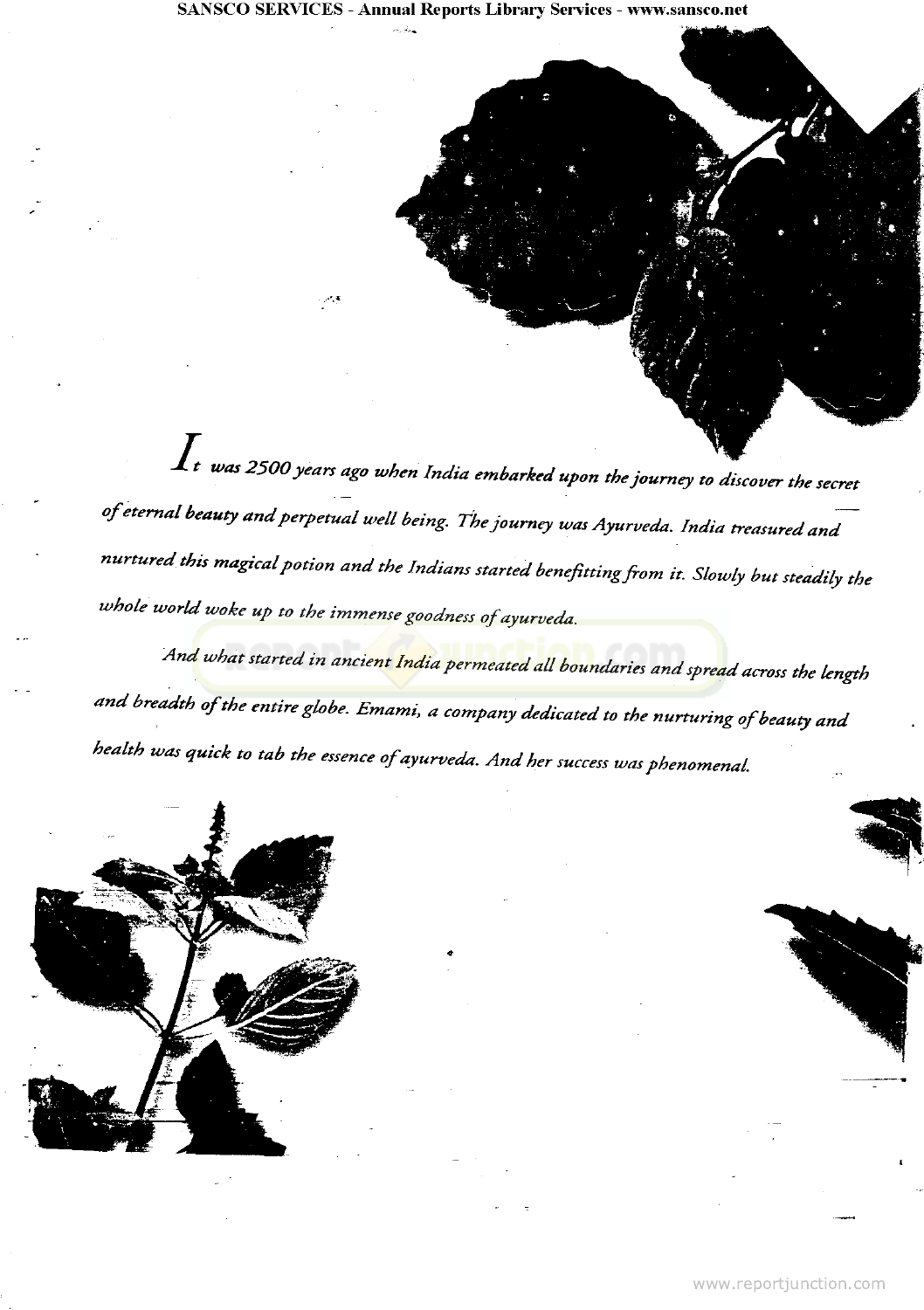*It was 2500 years ago when India embarked upon the journey to discover the secret of eternal beauty and perpetual well being. The journey was Ayurveda. India treasured and nurtured this magical potion and the Indians started benefitting from it. Slowly but steadily the whole world woke up to the immense goodness of ayurveda.*

*And what started in ancient India permeated all boundaries and spread across the length and breadth of the entire globe. Emami, a company dedicated to the nurturing of beauty and health was quick to tab the essence of ayurveda. And her success was phenomenal.*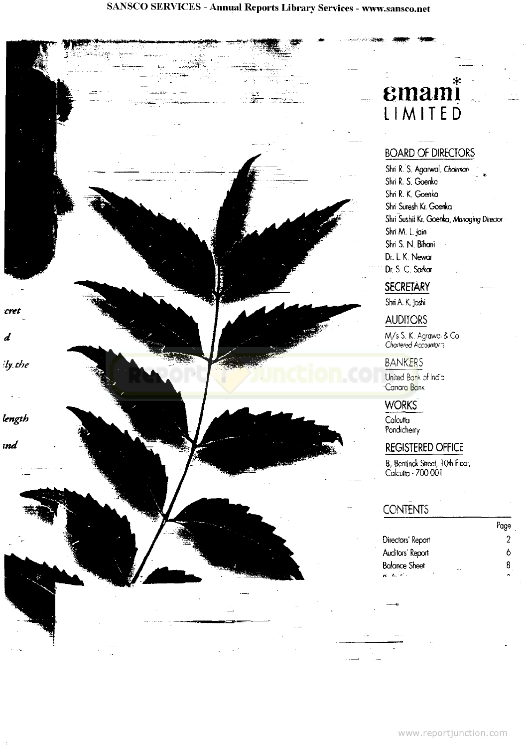# emami LIMITED

## BOARD OF DIRECTORS

Shri R. S. Agarwal, *Chairman*
Shri R. S. Goenka
Shri R. K. Goenka
Shri Suresh Kr. Goenka
Shri Sushil Kr. Goenka, *Managing Director*
Shri M. L. Jain
Shri S. N. Bihani
Dr. L. K. Newar
Dr. S. C. Sarkar

## SECRETARY

Shri A. K. Joshi

## AUDITORS

M/s S. K. Agrawal & Co.
*Chartered Accountants*

## BANKERS

United Bank of India
Canara Bank

## WORKS

Calcutta
Pondicherry

## REGISTERED OFFICE

8, Bentinck Street, 10th Floor,
Calcutta - 700 001

## CONTENTS

| | Page |
|---|---|
| Directors' Report | 2 |
| Auditors' Report | 6 |
| Balance Sheet | 8 |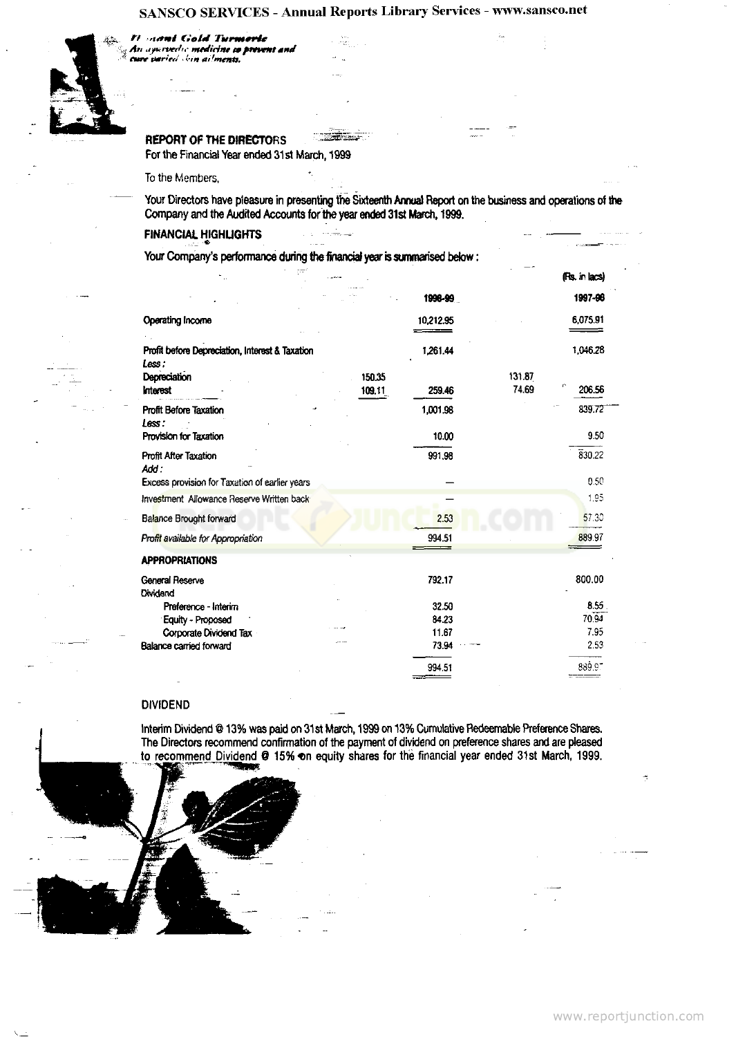## REPORT OF THE DIRECTORS

For the Financial Year ended 31st March, 1999

To the Members,

Your Directors have pleasure in presenting the Sixteenth Annual Report on the business and operations of the Company and the Audited Accounts for the year ended 31st March, 1999.

### FINANCIAL HIGHLIGHTS

Your Company's performance during the financial year is summarised below :

(Rs. in lacs)

| | | 1998-99 | | 1997-98 |
|---|---|---|---|---|
| Operating Income | | 10,212.95 | | 6,075.91 |
| Profit before Depreciation, Interest & Taxation | | 1,261.44 | | 1,046.28 |
| *Less :* | | | | |
| Depreciation | 150.35 | | 131.87 | |
| Interest | 109.11 | 259.46 | 74.69 | 206.56 |
| Profit Before Taxation | | 1,001.98 | | 839.72 |
| *Less :* | | | | |
| Provision for Taxation | | 10.00 | | 9.50 |
| Profit After Taxation | | 991.98 | | 830.22 |
| *Add :* | | | | |
| Excess provision for Taxation of earlier years | | — | | 0.50 |
| Investment Allowance Reserve Written back | | — | | 1.95 |
| Balance Brought forward | | 2.53 | | 57.30 |
| *Profit available for Appropriation* | | 994.51 | | 889.97 |
| **APPROPRIATIONS** | | | | |
| General Reserve | | 792.17 | | 800.00 |
| Dividend | | | | |
| Preference - Interim | | 32.50 | | 8.55 |
| Equity - Proposed | | 84.23 | | 70.94 |
| Corporate Dividend Tax | | 11.67 | | 7.95 |
| Balance carried forward | | 73.94 | | 2.53 |
| | | 994.51 | | 889.97 |

### DIVIDEND

Interim Dividend @ 13% was paid on 31st March, 1999 on 13% Cumulative Redeemable Preference Shares. The Directors recommend confirmation of the payment of dividend on preference shares and are pleased to recommend Dividend @ 15% on equity shares for the financial year ended 31st March, 1999.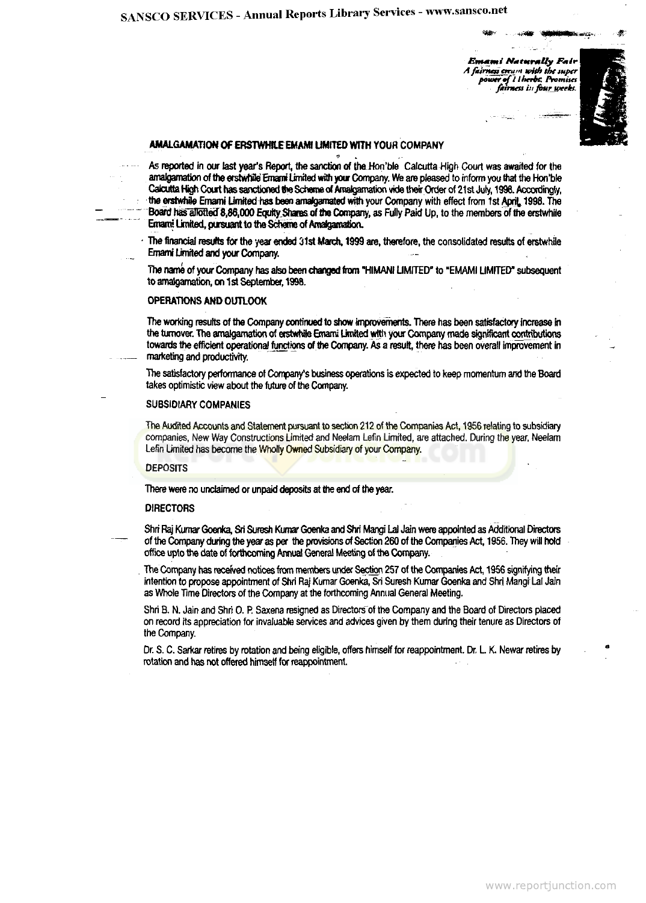*Emami Naturally Fair*
*A fairness cream with the super power of 11 herbs. Promises fairness in four weeks.*

## AMALGAMATION OF ERSTWHILE EMAMI LIMITED WITH YOUR COMPANY

As reported in our last year's Report, the sanction of the Hon'ble Calcutta High Court was awaited for the amalgamation of the erstwhile Emami Limited with your Company. We are pleased to inform you that the Hon'ble Calcutta High Court has sanctioned the Scheme of Amalgamation vide their Order of 21st July, 1998. Accordingly, the erstwhile Emami Limited has been amalgamated with your Company with effect from 1st April, 1998. The Board has allotted 8,86,000 Equity Shares of the Company, as Fully Paid Up, to the members of the erstwhile Emami Limited, pursuant to the Scheme of Amalgamation.

The financial results for the year ended 31st March, 1999 are, therefore, the consolidated results of erstwhile Emami Limited and your Company.

The name of your Company has also been changed from "HIMANI LIMITED" to "EMAMI LIMITED" subsequent to amalgamation, on 1st September, 1998.

## OPERATIONS AND OUTLOOK

The working results of the Company continued to show improvements. There has been satisfactory increase in the turnover. The amalgamation of erstwhile Emami Limited with your Company made significant contributions towards the efficient operational functions of the Company. As a result, there has been overall improvement in marketing and productivity.

The satisfactory performance of Company's business operations is expected to keep momentum and the Board takes optimistic view about the future of the Company.

## SUBSIDIARY COMPANIES

The Audited Accounts and Statement pursuant to section 212 of the Companies Act, 1956 relating to subsidiary companies, New Way Constructions Limited and Neelam Lefin Limited, are attached. During the year, Neelam Lefin Limited has become the Wholly Owned Subsidiary of your Company.

## DEPOSITS

There were no unclaimed or unpaid deposits at the end of the year.

## DIRECTORS

Shri Raj Kumar Goenka, Sri Suresh Kumar Goenka and Shri Mangi Lal Jain were appointed as Additional Directors of the Company during the year as per the provisions of Section 260 of the Companies Act, 1956. They will hold office upto the date of forthcoming Annual General Meeting of the Company.

The Company has received notices from members under Section 257 of the Companies Act, 1956 signifying their intention to propose appointment of Shri Raj Kumar Goenka, Sri Suresh Kumar Goenka and Shri Mangi Lal Jain as Whole Time Directors of the Company at the forthcoming Annual General Meeting.

Shri B. N. Jain and Shri O. P. Saxena resigned as Directors of the Company and the Board of Directors placed on record its appreciation for invaluable services and advices given by them during their tenure as Directors of the Company.

Dr. S. C. Sarkar retires by rotation and being eligible, offers himself for reappointment. Dr. L. K. Newar retires by rotation and has not offered himself for reappointment.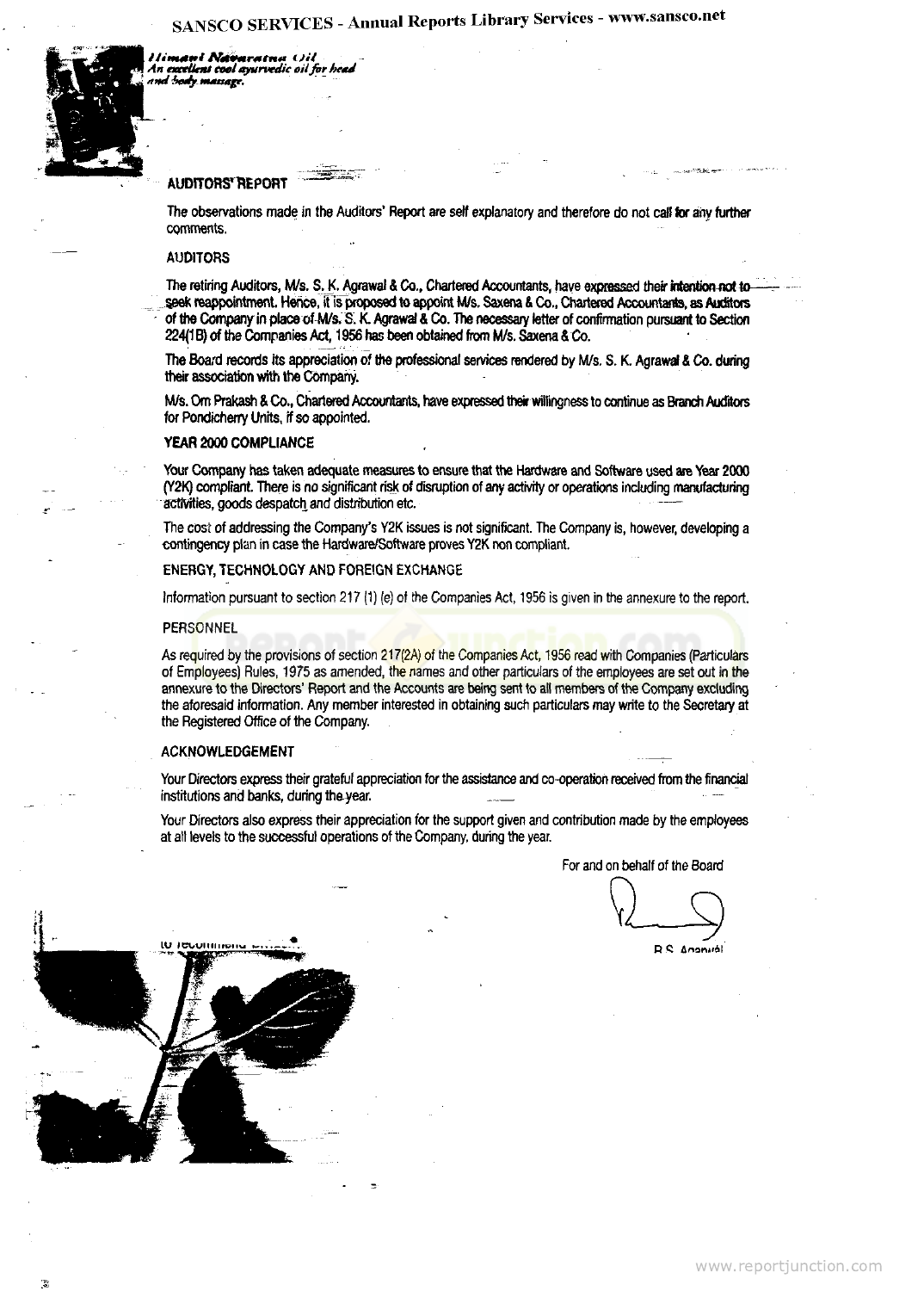*Himani Navaratna Oil*
*An excellent cool ayurvedic oil for head and body massage.*

## AUDITORS' REPORT

The observations made in the Auditors' Report are self explanatory and therefore do not call for any further comments.

## AUDITORS

The retiring Auditors, M/s. S. K. Agrawal & Co., Chartered Accountants, have expressed their intention not to seek reappointment. Hence, it is proposed to appoint M/s. Saxena & Co., Chartered Accountants, as Auditors of the Company in place of M/s. S. K. Agrawal & Co. The necessary letter of confirmation pursuant to Section 224(1B) of the Companies Act, 1956 has been obtained from M/s. Saxena & Co.

The Board records its appreciation of the professional services rendered by M/s. S. K. Agrawal & Co. during their association with the Company.

M/s. Om Prakash & Co., Chartered Accountants, have expressed their willingness to continue as Branch Auditors for Pondicherry Units, if so appointed.

## YEAR 2000 COMPLIANCE

Your Company has taken adequate measures to ensure that the Hardware and Software used are Year 2000 (Y2K) compliant. There is no significant risk of disruption of any activity or operations including manufacturing activities, goods despatch and distribution etc.

The cost of addressing the Company's Y2K issues is not significant. The Company is, however, developing a contingency plan in case the Hardware/Software proves Y2K non compliant.

## ENERGY, TECHNOLOGY AND FOREIGN EXCHANGE

Information pursuant to section 217 (1) (e) of the Companies Act, 1956 is given in the annexure to the report.

## PERSONNEL

As required by the provisions of section 217(2A) of the Companies Act, 1956 read with Companies (Particulars of Employees) Rules, 1975 as amended, the names and other particulars of the employees are set out in the annexure to the Directors' Report and the Accounts are being sent to all members of the Company excluding the aforesaid information. Any member interested in obtaining such particulars may write to the Secretary at the Registered Office of the Company.

## ACKNOWLEDGEMENT

Your Directors express their grateful appreciation for the assistance and co-operation received from the financial institutions and banks, during the year.

Your Directors also express their appreciation for the support given and contribution made by the employees at all levels to the successful operations of the Company, during the year.

For and on behalf of the Board

R S Agarwal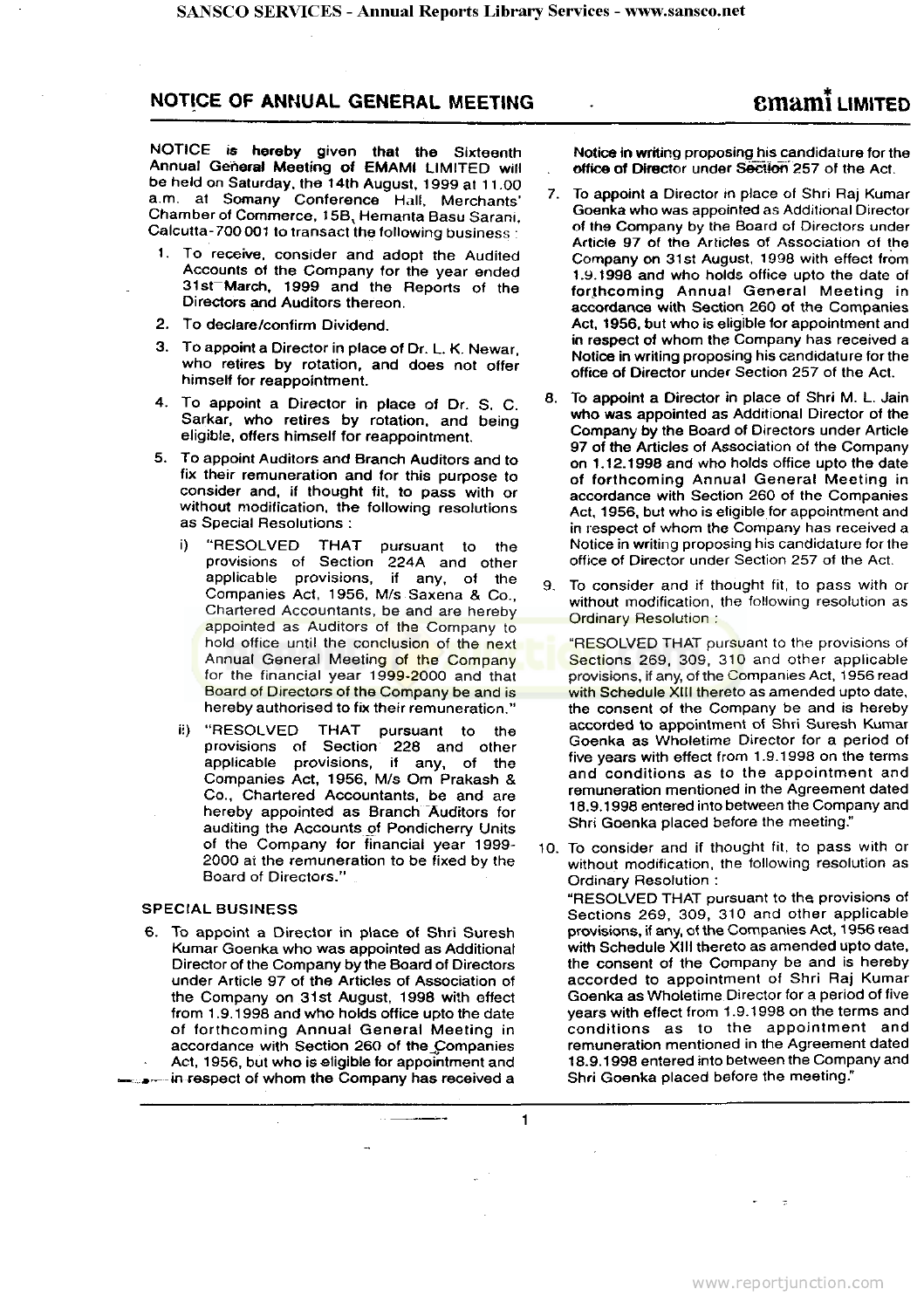## NOTICE OF ANNUAL GENERAL MEETING

**EMAMI LIMITED**

NOTICE is hereby given that the Sixteenth Annual General Meeting of EMAMI LIMITED will be held on Saturday, the 14th August, 1999 at 11.00 a.m. at Somany Conference Hall, Merchants' Chamber of Commerce, 15B, Hemanta Basu Sarani, Calcutta-700 001 to transact the following business :

1. To receive, consider and adopt the Audited Accounts of the Company for the year ended 31st March, 1999 and the Reports of the Directors and Auditors thereon.
2. To declare/confirm Dividend.
3. To appoint a Director in place of Dr. L. K. Newar, who retires by rotation, and does not offer himself for reappointment.
4. To appoint a Director in place of Dr. S. C. Sarkar, who retires by rotation, and being eligible, offers himself for reappointment.
5. To appoint Auditors and Branch Auditors and to fix their remuneration and for this purpose to consider and, if thought fit, to pass with or without modification, the following resolutions as Special Resolutions :
   i) "RESOLVED THAT pursuant to the provisions of Section 224A and other applicable provisions, if any, of the Companies Act, 1956, M/s Saxena & Co., Chartered Accountants, be and are hereby appointed as Auditors of the Company to hold office until the conclusion of the next Annual General Meeting of the Company for the financial year 1999-2000 and that Board of Directors of the Company be and is hereby authorised to fix their remuneration."
   ii) "RESOLVED THAT pursuant to the provisions of Section 228 and other applicable provisions, if any, of the Companies Act, 1956, M/s Om Prakash & Co., Chartered Accountants, be and are hereby appointed as Branch Auditors for auditing the Accounts of Pondicherry Units of the Company for financial year 1999-2000 at the remuneration to be fixed by the Board of Directors."

### SPECIAL BUSINESS

6. To appoint a Director in place of Shri Suresh Kumar Goenka who was appointed as Additional Director of the Company by the Board of Directors under Article 97 of the Articles of Association of the Company on 31st August, 1998 with effect from 1.9.1998 and who holds office upto the date of forthcoming Annual General Meeting in accordance with Section 260 of the Companies Act, 1956, but who is eligible for appointment and in respect of whom the Company has received a Notice in writing proposing his candidature for the office of Director under Section 257 of the Act.
7. To appoint a Director in place of Shri Raj Kumar Goenka who was appointed as Additional Director of the Company by the Board of Directors under Article 97 of the Articles of Association of the Company on 31st August, 1998 with effect from 1.9.1998 and who holds office upto the date of forthcoming Annual General Meeting in accordance with Section 260 of the Companies Act, 1956, but who is eligible for appointment and in respect of whom the Company has received a Notice in writing proposing his candidature for the office of Director under Section 257 of the Act.
8. To appoint a Director in place of Shri M. L. Jain who was appointed as Additional Director of the Company by the Board of Directors under Article 97 of the Articles of Association of the Company on 1.12.1998 and who holds office upto the date of forthcoming Annual General Meeting in accordance with Section 260 of the Companies Act, 1956, but who is eligible for appointment and in respect of whom the Company has received a Notice in writing proposing his candidature for the office of Director under Section 257 of the Act.
9. To consider and if thought fit, to pass with or without modification, the following resolution as Ordinary Resolution :

   "RESOLVED THAT pursuant to the provisions of Sections 269, 309, 310 and other applicable provisions, if any, of the Companies Act, 1956 read with Schedule XIII thereto as amended upto date, the consent of the Company be and is hereby accorded to appointment of Shri Suresh Kumar Goenka as Wholetime Director for a period of five years with effect from 1.9.1998 on the terms and conditions as to the appointment and remuneration mentioned in the Agreement dated 18.9.1998 entered into between the Company and Shri Goenka placed before the meeting."
10. To consider and if thought fit, to pass with or without modification, the following resolution as Ordinary Resolution :

    "RESOLVED THAT pursuant to the provisions of Sections 269, 309, 310 and other applicable provisions, if any, of the Companies Act, 1956 read with Schedule XIII thereto as amended upto date, the consent of the Company be and is hereby accorded to appointment of Shri Raj Kumar Goenka as Wholetime Director for a period of five years with effect from 1.9.1998 on the terms and conditions as to the appointment and remuneration mentioned in the Agreement dated 18.9.1998 entered into between the Company and Shri Goenka placed before the meeting."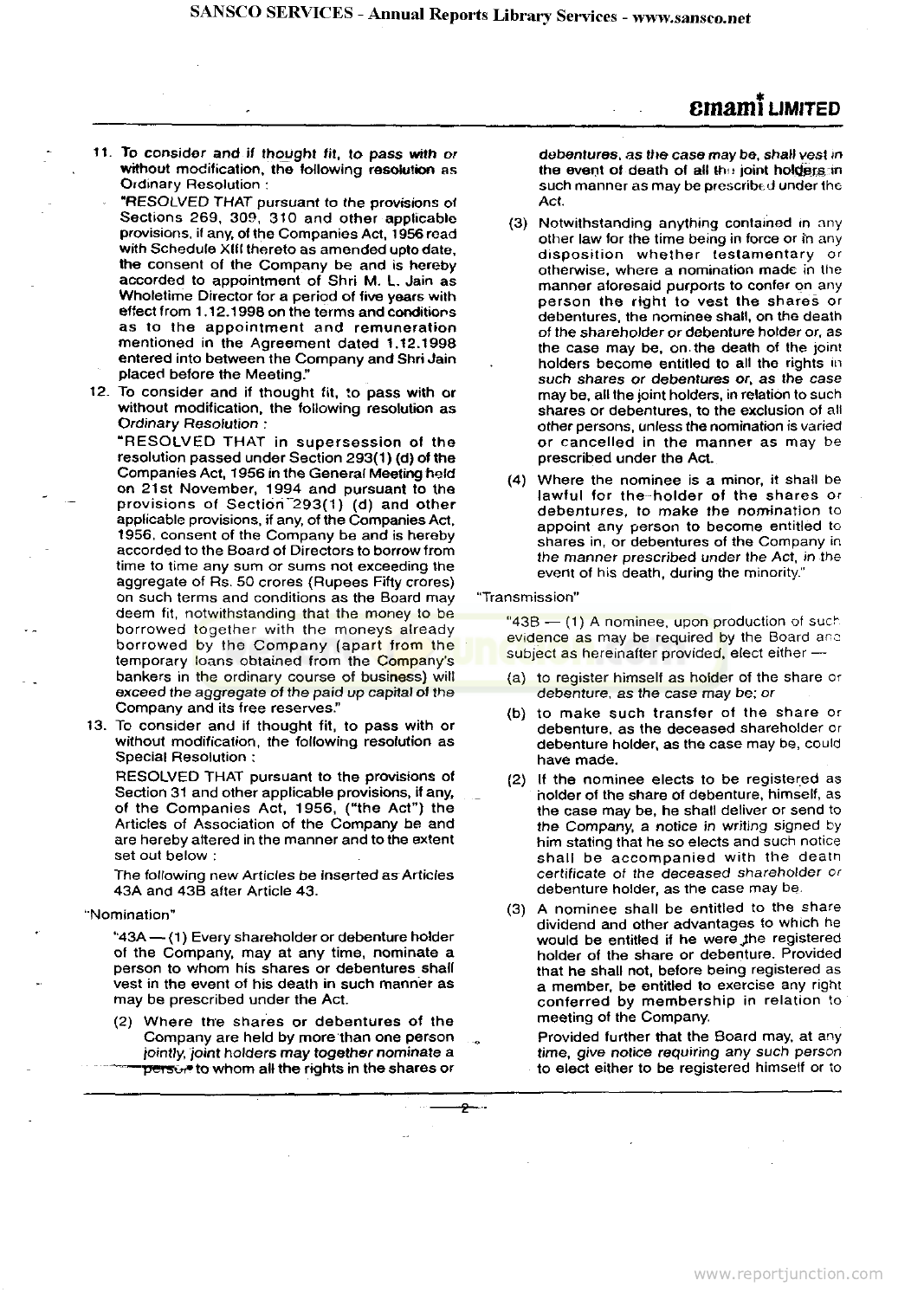11. To consider and if thought fit, to pass with or without modification, the following resolution as Ordinary Resolution :

   "RESOLVED THAT pursuant to the provisions of Sections 269, 309, 310 and other applicable provisions, if any, of the Companies Act, 1956 read with Schedule XIII thereto as amended upto date, the consent of the Company be and is hereby accorded to appointment of Shri M. L. Jain as Wholetime Director for a period of five years with effect from 1.12.1998 on the terms and conditions as to the appointment and remuneration mentioned in the Agreement dated 1.12.1998 entered into between the Company and Shri Jain placed before the Meeting."

12. To consider and if thought fit, to pass with or without modification, the following resolution as Ordinary Resolution :

   "RESOLVED THAT in supersession of the resolution passed under Section 293(1) (d) of the Companies Act, 1956 in the General Meeting held on 21st November, 1994 and pursuant to the provisions of Section 293(1) (d) and other applicable provisions, if any, of the Companies Act, 1956, consent of the Company be and is hereby accorded to the Board of Directors to borrow from time to time any sum or sums not exceeding the aggregate of Rs. 50 crores (Rupees Fifty crores) on such terms and conditions as the Board may deem fit, notwithstanding that the money to be borrowed together with the moneys already borrowed by the Company (apart from the temporary loans obtained from the Company's bankers in the ordinary course of business) will exceed the aggregate of the paid up capital of the Company and its free reserves."

13. To consider and if thought fit, to pass with or without modification, the following resolution as Special Resolution :

   RESOLVED THAT pursuant to the provisions of Section 31 and other applicable provisions, if any, of the Companies Act, 1956, ("the Act") the Articles of Association of the Company be and are hereby altered in the manner and to the extent set out below :

   The following new Articles be inserted as Articles 43A and 43B after Article 43.

"Nomination"

"43A — (1) Every shareholder or debenture holder of the Company, may at any time, nominate a person to whom his shares or debentures shall vest in the event of his death in such manner as may be prescribed under the Act.

(2) Where the shares or debentures of the Company are held by more than one person jointly, joint holders may together nominate a person to whom all the rights in the shares or debentures, as the case may be, shall vest in the event of death of all the joint holders in such manner as may be prescribed under the Act.

(3) Notwithstanding anything contained in any other law for the time being in force or in any disposition whether testamentary or otherwise, where a nomination made in the manner aforesaid purports to confer on any person the right to vest the shares or debentures, the nominee shall, on the death of the shareholder or debenture holder or, as the case may be, on the death of the joint holders become entitled to all the rights in such shares or debentures or, as the case may be, all the joint holders, in relation to such shares or debentures, to the exclusion of all other persons, unless the nomination is varied or cancelled in the manner as may be prescribed under the Act.

(4) Where the nominee is a minor, it shall be lawful for the holder of the shares or debentures, to make the nomination to appoint any person to become entitled to shares in, or debentures of the Company in the manner prescribed under the Act, in the event of his death, during the minority."

"Transmission"

"43B — (1) A nominee, upon production of such evidence as may be required by the Board and subject as hereinafter provided, elect either —

(a) to register himself as holder of the share or debenture, as the case may be; or

(b) to make such transfer of the share or debenture, as the deceased shareholder or debenture holder, as the case may be, could have made.

(2) If the nominee elects to be registered as holder of the share of debenture, himself, as the case may be, he shall deliver or send to the Company, a notice in writing signed by him stating that he so elects and such notice shall be accompanied with the death certificate of the deceased shareholder or debenture holder, as the case may be.

(3) A nominee shall be entitled to the share dividend and other advantages to which he would be entitled if he were the registered holder of the share or debenture. Provided that he shall not, before being registered as a member, be entitled to exercise any right conferred by membership in relation to meeting of the Company.

Provided further that the Board may, at any time, give notice requiring any such person to elect either to be registered himself or to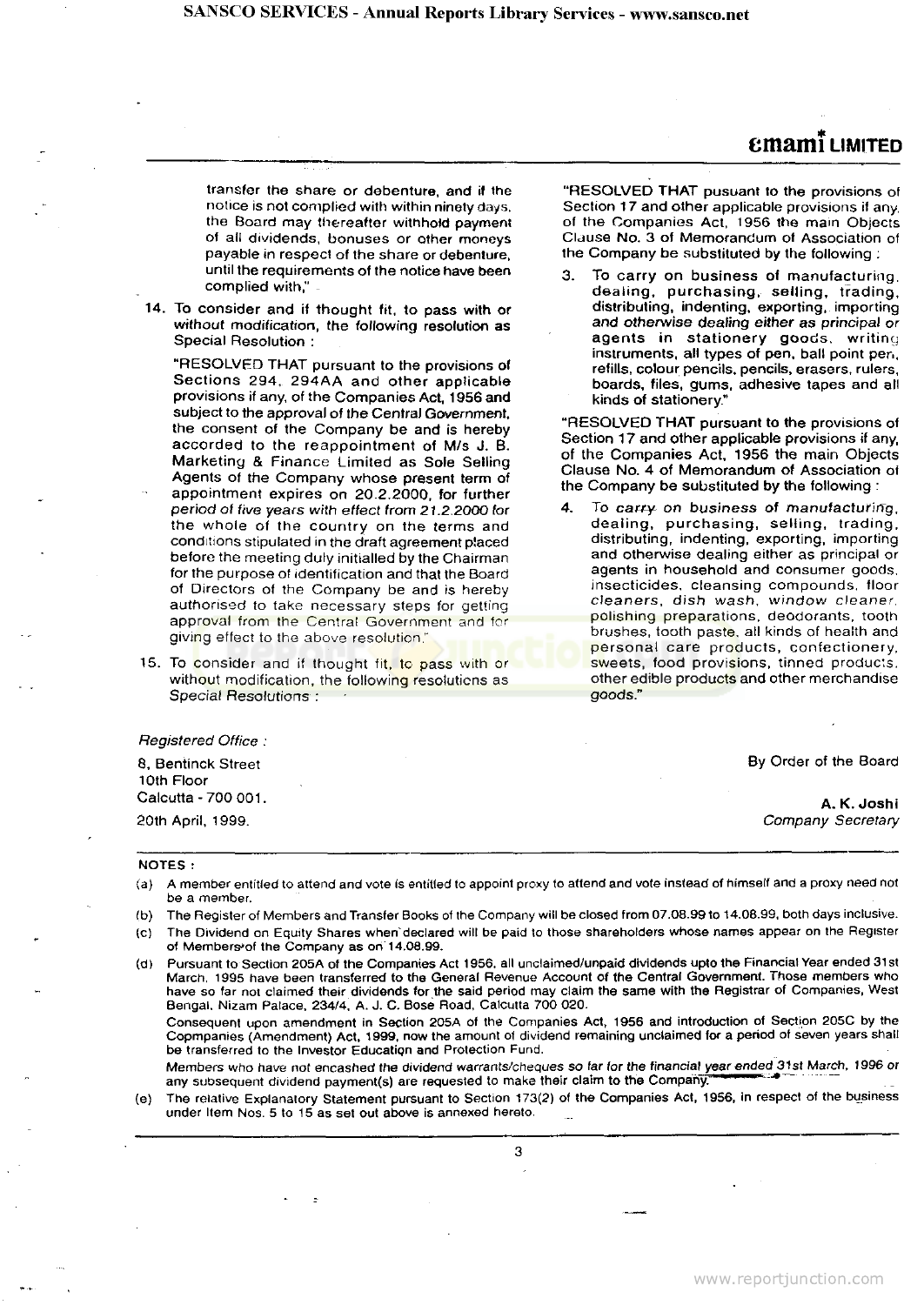transfer the share or debenture, and if the notice is not complied with within ninety days, the Board may thereafter withhold payment of all dividends, bonuses or other moneys payable in respect of the share or debenture, until the requirements of the notice have been complied with,"

14. To consider and if thought fit, to pass with or without modification, the following resolution as Special Resolution :

   "RESOLVED THAT pursuant to the provisions of Sections 294, 294AA and other applicable provisions if any, of the Companies Act, 1956 and subject to the approval of the Central Government, the consent of the Company be and is hereby accorded to the reappointment of M/s J. B. Marketing & Finance Limited as Sole Selling Agents of the Company whose present term of appointment expires on 20.2.2000, for further period of five years with effect from 21.2.2000 for the whole of the country on the terms and conditions stipulated in the draft agreement placed before the meeting duly initialled by the Chairman for the purpose of identification and that the Board of Directors of the Company be and is hereby authorised to take necessary steps for getting approval from the Central Government and for giving effect to the above resolution."

15. To consider and if thought fit, to pass with or without modification, the following resolutions as Special Resolutions :

   "RESOLVED THAT pusuant to the provisions of Section 17 and other applicable provisions if any, of the Companies Act, 1956 the main Objects Clause No. 3 of Memorandum of Association of the Company be substituted by the following :

   3. To carry on business of manufacturing, dealing, purchasing, selling, trading, distributing, indenting, exporting, importing and otherwise dealing either as principal or agents in stationery goods, writing instruments, all types of pen, ball point pen, refills, colour pencils, pencils, erasers, rulers, boards, files, gums, adhesive tapes and all kinds of stationery."

   "RESOLVED THAT pursuant to the provisions of Section 17 and other applicable provisions if any, of the Companies Act, 1956 the main Objects Clause No. 4 of Memorandum of Association of the Company be substituted by the following :

   4. To carry on business of manufacturing, dealing, purchasing, selling, trading, distributing, indenting, exporting, importing and otherwise dealing either as principal or agents in household and consumer goods, insecticides, cleansing compounds, floor cleaners, dish wash, window cleaner, polishing preparations, deodorants, tooth brushes, tooth paste, all kinds of health and personal care products, confectionery, sweets, food provisions, tinned products, other edible products and other merchandise goods."

*Registered Office :*
8, Bentinck Street
10th Floor
Calcutta - 700 001.
20th April, 1999.

By Order of the Board

**A. K. Joshi**
*Company Secretary*

**NOTES :**

(a) A member entitled to attend and vote is entitled to appoint proxy to attend and vote instead of himself and a proxy need not be a member.

(b) The Register of Members and Transfer Books of the Company will be closed from 07.08.99 to 14.08.99, both days inclusive.

(c) The Dividend on Equity Shares when declared will be paid to those shareholders whose names appear on the Register of Members of the Company as on 14.08.99.

(d) Pursuant to Section 205A of the Companies Act 1956, all unclaimed/unpaid dividends upto the Financial Year ended 31st March, 1995 have been transferred to the General Revenue Account of the Central Government. Those members who have so far not claimed their dividends for the said period may claim the same with the Registrar of Companies, West Bengal, Nizam Palace, 234/4, A. J. C. Bose Road, Calcutta 700 020.

   Consequent upon amendment in Section 205A of the Companies Act, 1956 and introduction of Section 205C by the Copmpanies (Amendment) Act, 1999, now the amount of dividend remaining unclaimed for a period of seven years shall be transferred to the Investor Education and Protection Fund.

   Members who have not encashed the dividend warrants/cheques so far for the financial year ended 31st March, 1996 or any subsequent dividend payment(s) are requested to make their claim to the Company.

(e) The relative Explanatory Statement pursuant to Section 173(2) of the Companies Act, 1956, in respect of the business under Item Nos. 5 to 15 as set out above is annexed hereto.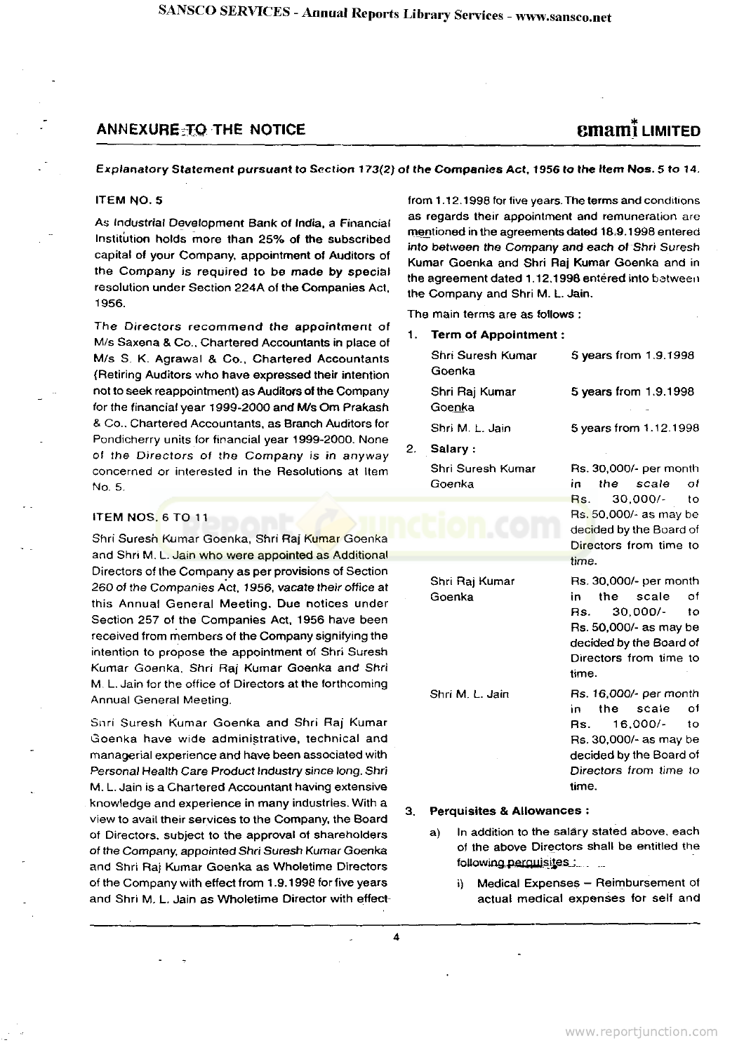## ANNEXURE TO THE NOTICE

**emami LIMITED**

***Explanatory Statement pursuant to Section 173(2) of the Companies Act, 1956 to the Item Nos. 5 to 14.***

### ITEM NO. 5

As Industrial Development Bank of India, a Financial Institution holds more than 25% of the subscribed capital of your Company, appointment of Auditors of the Company is required to be made by special resolution under Section 224A of the Companies Act, 1956.

The Directors recommend the appointment of M/s Saxena & Co., Chartered Accountants in place of M/s S. K. Agrawal & Co., Chartered Accountants (Retiring Auditors who have expressed their intention not to seek reappointment) as Auditors of the Company for the financial year 1999-2000 and M/s Om Prakash & Co., Chartered Accountants, as Branch Auditors for Pondicherry units for financial year 1999-2000. None of the Directors of the Company is in anyway concerned or interested in the Resolutions at Item No. 5.

### ITEM NOS. 6 TO 11

Shri Suresh Kumar Goenka, Shri Raj Kumar Goenka and Shri M. L. Jain who were appointed as Additional Directors of the Company as per provisions of Section 260 of the Companies Act, 1956, vacate their office at this Annual General Meeting. Due notices under Section 257 of the Companies Act, 1956 have been received from members of the Company signifying the intention to propose the appointment of Shri Suresh Kumar Goenka, Shri Raj Kumar Goenka and Shri M. L. Jain for the office of Directors at the forthcoming Annual General Meeting.

Shri Suresh Kumar Goenka and Shri Raj Kumar Goenka have wide administrative, technical and managerial experience and have been associated with Personal Health Care Product Industry since long. Shri M. L. Jain is a Chartered Accountant having extensive knowledge and experience in many industries. With a view to avail their services to the Company, the Board of Directors, subject to the approval of shareholders of the Company, appointed Shri Suresh Kumar Goenka and Shri Raj Kumar Goenka as Wholetime Directors of the Company with effect from 1.9.1998 for five years and Shri M. L. Jain as Wholetime Director with effect from 1.12.1998 for five years. The terms and conditions as regards their appointment and remuneration are mentioned in the agreements dated 18.9.1998 entered into between the Company and each of Shri Suresh Kumar Goenka and Shri Raj Kumar Goenka and in the agreement dated 1.12.1998 entered into between the Company and Shri M. L. Jain.

The main terms are as follows :

1. **Term of Appointment :**

| | |
|---|---|
| Shri Suresh Kumar Goenka | 5 years from 1.9.1998 |
| Shri Raj Kumar Goenka | 5 years from 1.9.1998 |
| Shri M. L. Jain | 5 years from 1.12.1998 |

2. **Salary :**

| | |
|---|---|
| Shri Suresh Kumar Goenka | Rs. 30,000/- per month in the scale of Rs. 30,000/- to Rs. 50,000/- as may be decided by the Board of Directors from time to time. |
| Shri Raj Kumar Goenka | Rs. 30,000/- per month in the scale of Rs. 30,000/- to Rs. 50,000/- as may be decided by the Board of Directors from time to time. |
| Shri M. L. Jain | Rs. 16,000/- per month in the scale of Rs. 16,000/- to Rs. 30,000/- as may be decided by the Board of Directors from time to time. |

3. **Perquisites & Allowances :**

   a) In addition to the salary stated above, each of the above Directors shall be entitled the following perquisites :

      i) Medical Expenses – Reimbursement of actual medical expenses for self and